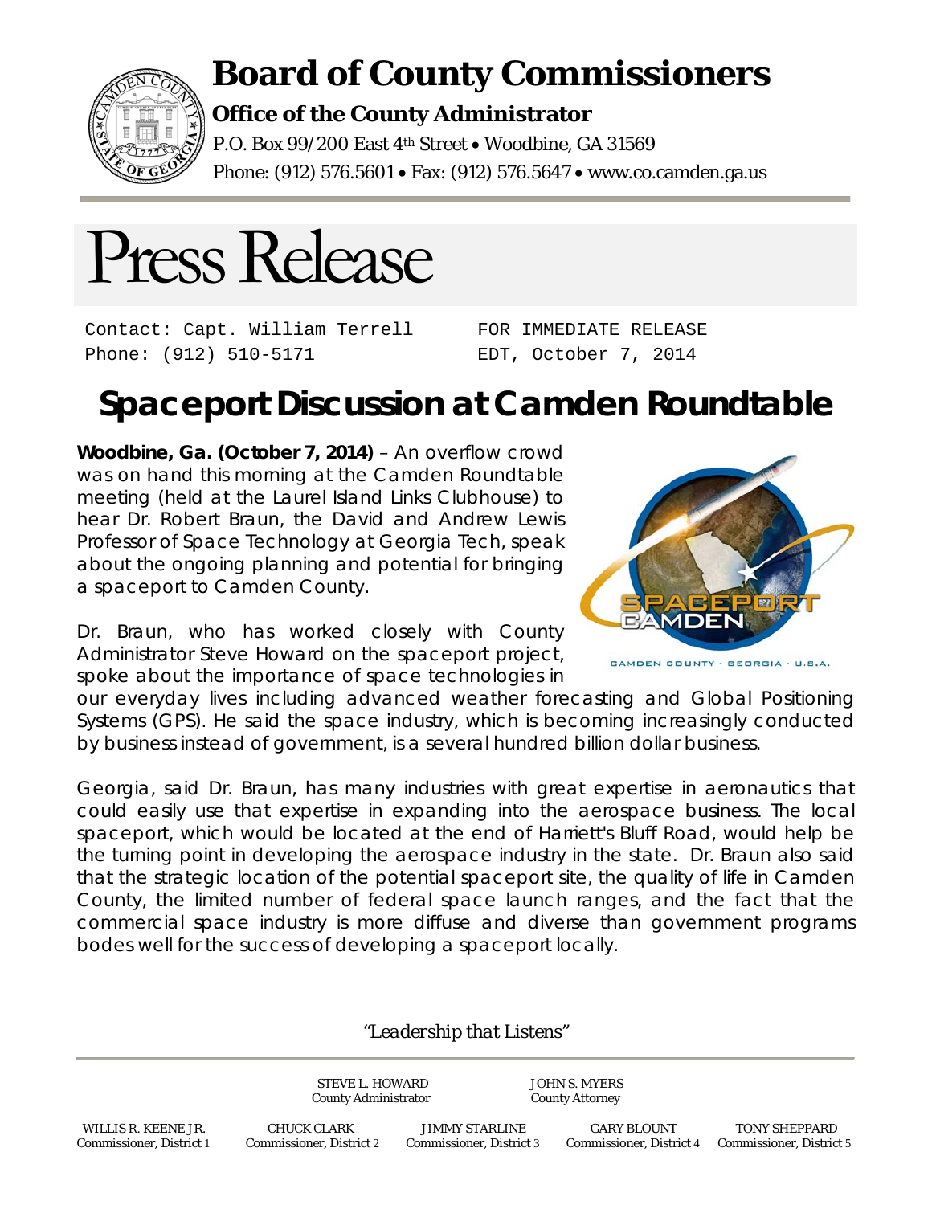# Board of County Commissioners

## Office of the County Administrator

P.O. Box 99/200 East 4th Street • Woodbine, GA 31569
Phone: (912) 576.5601 • Fax: (912) 576.5647 • www.co.camden.ga.us

# Press Release

Contact: Capt. William Terrell
Phone: (912) 510-5171

FOR IMMEDIATE RELEASE
EDT, October 7, 2014

## Spaceport Discussion at Camden Roundtable

**Woodbine, Ga. (October 7, 2014)** – An overflow crowd was on hand this morning at the Camden Roundtable meeting (held at the Laurel Island Links Clubhouse) to hear Dr. Robert Braun, the David and Andrew Lewis Professor of Space Technology at Georgia Tech, speak about the ongoing planning and potential for bringing a spaceport to Camden County.

Dr. Braun, who has worked closely with County Administrator Steve Howard on the spaceport project, spoke about the importance of space technologies in our everyday lives including advanced weather forecasting and Global Positioning Systems (GPS). He said the space industry, which is becoming increasingly conducted by business instead of government, is a several hundred billion dollar business.

Georgia, said Dr. Braun, has many industries with great expertise in aeronautics that could easily use that expertise in expanding into the aerospace business. The local spaceport, which would be located at the end of Harriett's Bluff Road, would help be the turning point in developing the aerospace industry in the state. Dr. Braun also said that the strategic location of the potential spaceport site, the quality of life in Camden County, the limited number of federal space launch ranges, and the fact that the commercial space industry is more diffuse and diverse than government programs bodes well for the success of developing a spaceport locally.

*"Leadership that Listens"*

STEVE L. HOWARD, County Administrator
JOHN S. MYERS, County Attorney

WILLIS R. KEENE JR., Commissioner, District 1
CHUCK CLARK, Commissioner, District 2
JIMMY STARLINE, Commissioner, District 3
GARY BLOUNT, Commissioner, District 4
TONY SHEPPARD, Commissioner, District 5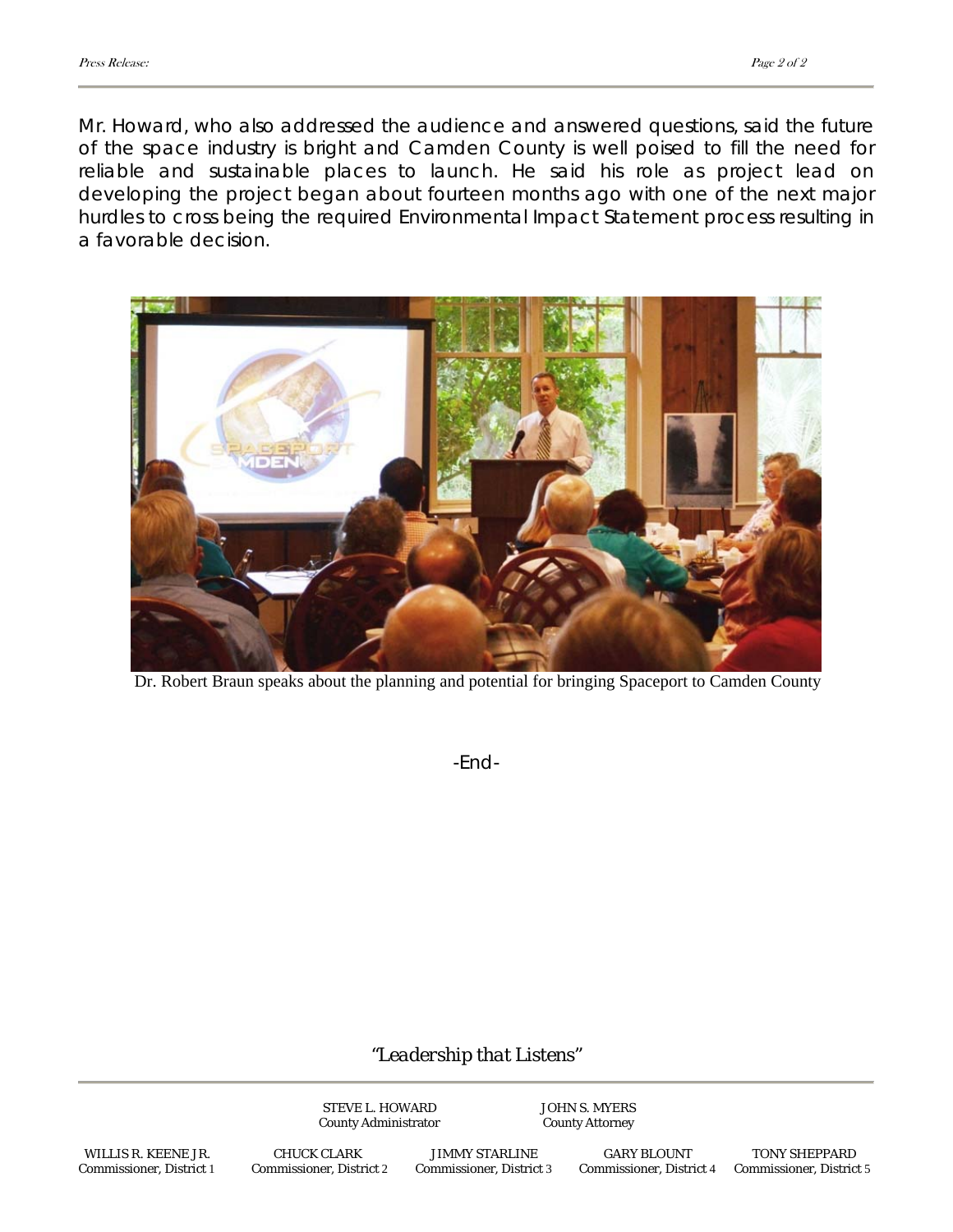Mr. Howard, who also addressed the audience and answered questions, said the future of the space industry is bright and Camden County is well poised to fill the need for reliable and sustainable places to launch. He said his role as project lead on developing the project began about fourteen months ago with one of the next major hurdles to cross being the required Environmental Impact Statement process resulting in a favorable decision.

Dr. Robert Braun speaks about the planning and potential for bringing Spaceport to Camden County

-End-

*"Leadership that Listens"*

STEVE L. HOWARD
County Administrator

JOHN S. MYERS
County Attorney

WILLIS R. KEENE JR.
Commissioner, District 1

CHUCK CLARK
Commissioner, District 2

JIMMY STARLINE
Commissioner, District 3

GARY BLOUNT
Commissioner, District 4

TONY SHEPPARD
Commissioner, District 5